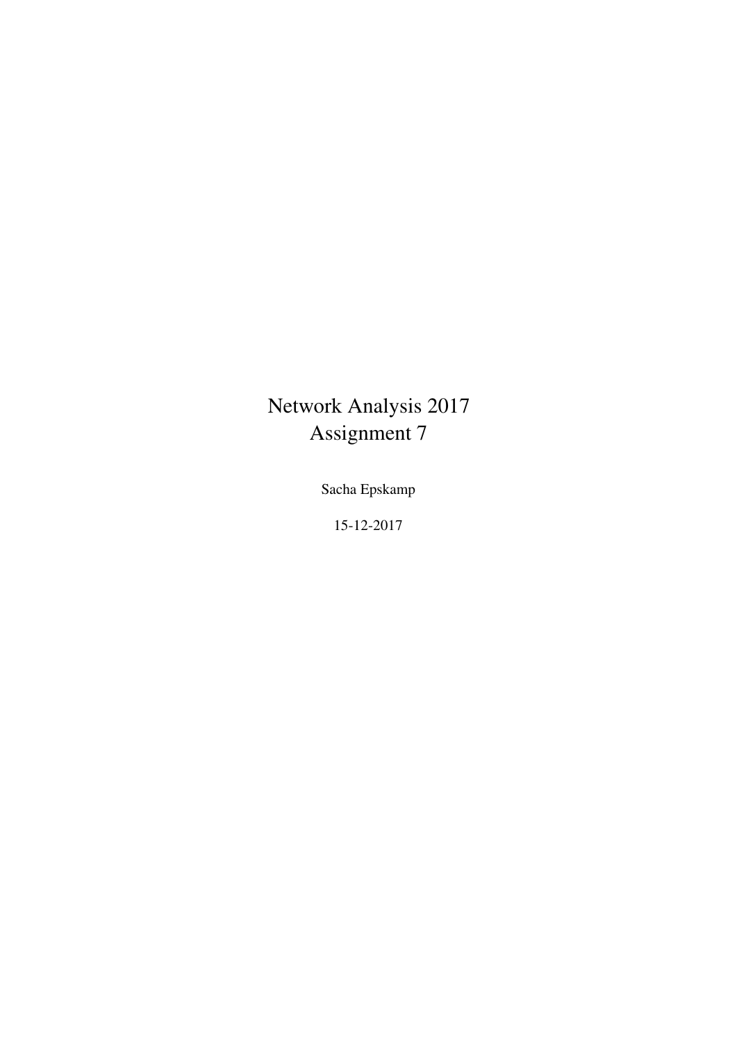# Network Analysis 2017
# Assignment 7

Sacha Epskamp

15-12-2017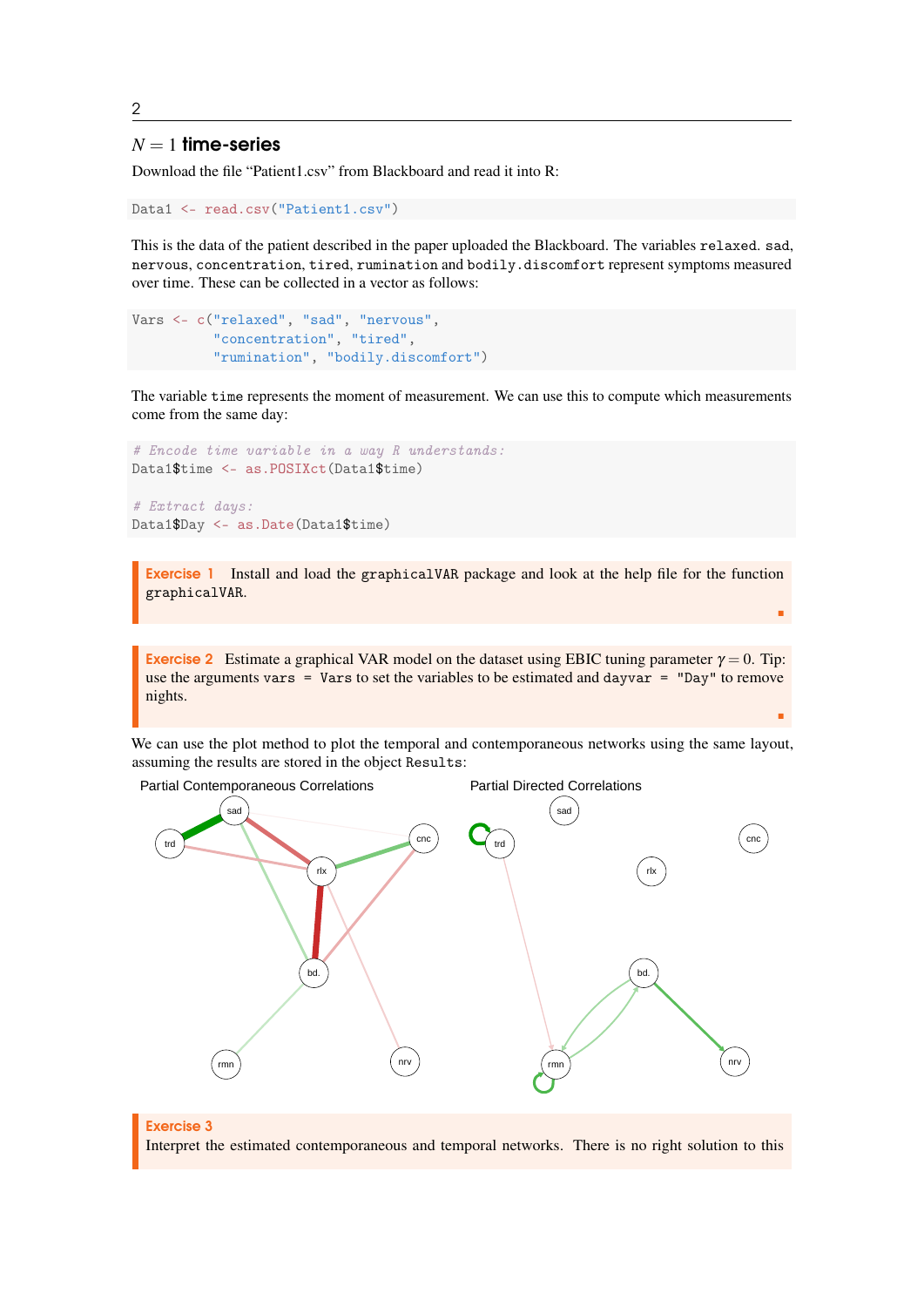## $N = 1$ time-series

Download the file "Patient1.csv" from Blackboard and read it into R:

```
Data1 <- read.csv("Patient1.csv")
```

This is the data of the patient described in the paper uploaded the Blackboard. The variables `relaxed`. `sad`, `nervous`, `concentration`, `tired`, `rumination` and `bodily.discomfort` represent symptoms measured over time. These can be collected in a vector as follows:

```
Vars <- c("relaxed", "sad", "nervous",
          "concentration", "tired",
          "rumination", "bodily.discomfort")
```

The variable `time` represents the moment of measurement. We can use this to compute which measurements come from the same day:

```
# Encode time variable in a way R understands:
Data1$time <- as.POSIXct(Data1$time)

# Extract days:
Data1$Day <- as.Date(Data1$time)
```

**Exercise 1** Install and load the `graphicalVAR` package and look at the help file for the function `graphicalVAR`.

**Exercise 2** Estimate a graphical VAR model on the dataset using EBIC tuning parameter $\gamma = 0$. Tip: use the arguments `vars = Vars` to set the variables to be estimated and `dayvar = "Day"` to remove nights.

We can use the plot method to plot the temporal and contemporaneous networks using the same layout, assuming the results are stored in the object `Results`:

Partial Contemporaneous Correlations

Partial Directed Correlations

**Exercise 3**
Interpret the estimated contemporaneous and temporal networks. There is no right solution to this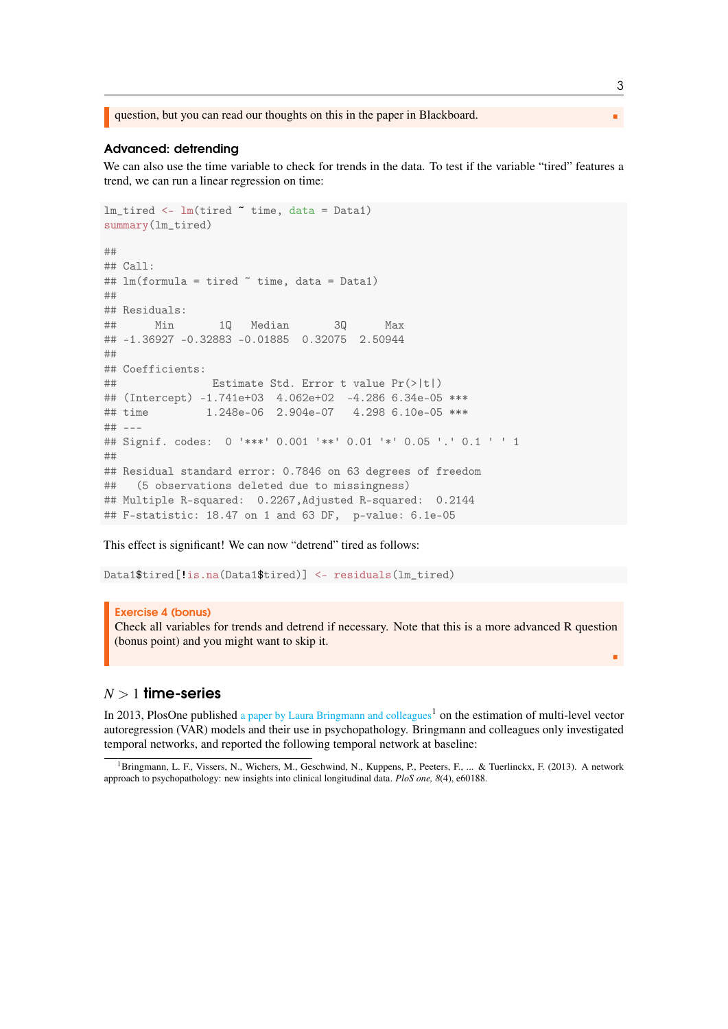question, but you can read our thoughts on this in the paper in Blackboard.

### Advanced: detrending

We can also use the time variable to check for trends in the data. To test if the variable "tired" features a trend, we can run a linear regression on time:

```
lm_tired <- lm(tired ~ time, data = Data1)
summary(lm_tired)

##
## Call:
## lm(formula = tired ~ time, data = Data1)
##
## Residuals:
##      Min       1Q   Median       3Q      Max
## -1.36927 -0.32883 -0.01885  0.32075  2.50944
##
## Coefficients:
##               Estimate Std. Error t value Pr(>|t|)
## (Intercept) -1.741e+03  4.062e+02  -4.286 6.34e-05 ***
## time         1.248e-06  2.904e-07   4.298 6.10e-05 ***
## ---
## Signif. codes:  0 '***' 0.001 '**' 0.01 '*' 0.05 '.' 0.1 ' ' 1
##
## Residual standard error: 0.7846 on 63 degrees of freedom
##   (5 observations deleted due to missingness)
## Multiple R-squared:  0.2267,Adjusted R-squared:  0.2144
## F-statistic: 18.47 on 1 and 63 DF,  p-value: 6.1e-05
```

This effect is significant! We can now "detrend" tired as follows:

```
Data1$tired[!is.na(Data1$tired)] <- residuals(lm_tired)
```

**Exercise 4 (bonus)**

Check all variables for trends and detrend if necessary. Note that this is a more advanced R question (bonus point) and you might want to skip it.

## $N > 1$ time-series

In 2013, PlosOne published a paper by Laura Bringmann and colleagues[1] on the estimation of multi-level vector autoregression (VAR) models and their use in psychopathology. Bringmann and colleagues only investigated temporal networks, and reported the following temporal network at baseline:

[1] Bringmann, L. F., Vissers, N., Wichers, M., Geschwind, N., Kuppens, P., Peeters, F., ... & Tuerlinckx, F. (2013). A network approach to psychopathology: new insights into clinical longitudinal data. *PloS one, 8*(4), e60188.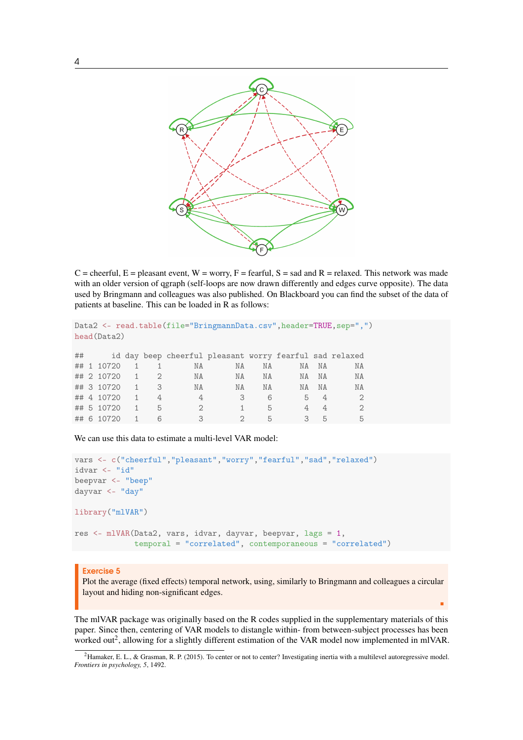C = cheerful, E = pleasant event, W = worry, F = fearful, S = sad and R = relaxed. This network was made with an older version of qgraph (self-loops are now drawn differently and edges curve opposite). The data used by Bringmann and colleagues was also published. On Blackboard you can find the subset of the data of patients at baseline. This can be loaded in R as follows:

```
Data2 <- read.table(file="BringmannData.csv",header=TRUE,sep=",")
head(Data2)

##      id day beep cheerful pleasant worry fearful sad relaxed
## 1 10720   1    1       NA       NA    NA      NA  NA      NA
## 2 10720   1    2       NA       NA    NA      NA  NA      NA
## 3 10720   1    3       NA       NA    NA      NA  NA      NA
## 4 10720   1    4        4        3     6       5   4       2
## 5 10720   1    5        2        1     5       4   4       2
## 6 10720   1    6        3        2     5       3   5       5
```

We can use this data to estimate a multi-level VAR model:

```
vars <- c("cheerful","pleasant","worry","fearful","sad","relaxed")
idvar <- "id"
beepvar <- "beep"
dayvar <- "day"

library("mlVAR")

res <- mlVAR(Data2, vars, idvar, dayvar, beepvar, lags = 1,
             temporal = "correlated", contemporaneous = "correlated")
```

**Exercise 5**
Plot the average (fixed effects) temporal network, using, similarly to Bringmann and colleagues a circular layout and hiding non-significant edges.

The mlVAR package was originally based on the R codes supplied in the supplementary materials of this paper. Since then, centering of VAR models to distangle within- from between-subject processes has been worked out[2], allowing for a slightly different estimation of the VAR model now implemented in mlVAR.

[2] Hamaker, E. L., & Grasman, R. P. (2015). To center or not to center? Investigating inertia with a multilevel autoregressive model. *Frontiers in psychology, 5*, 1492.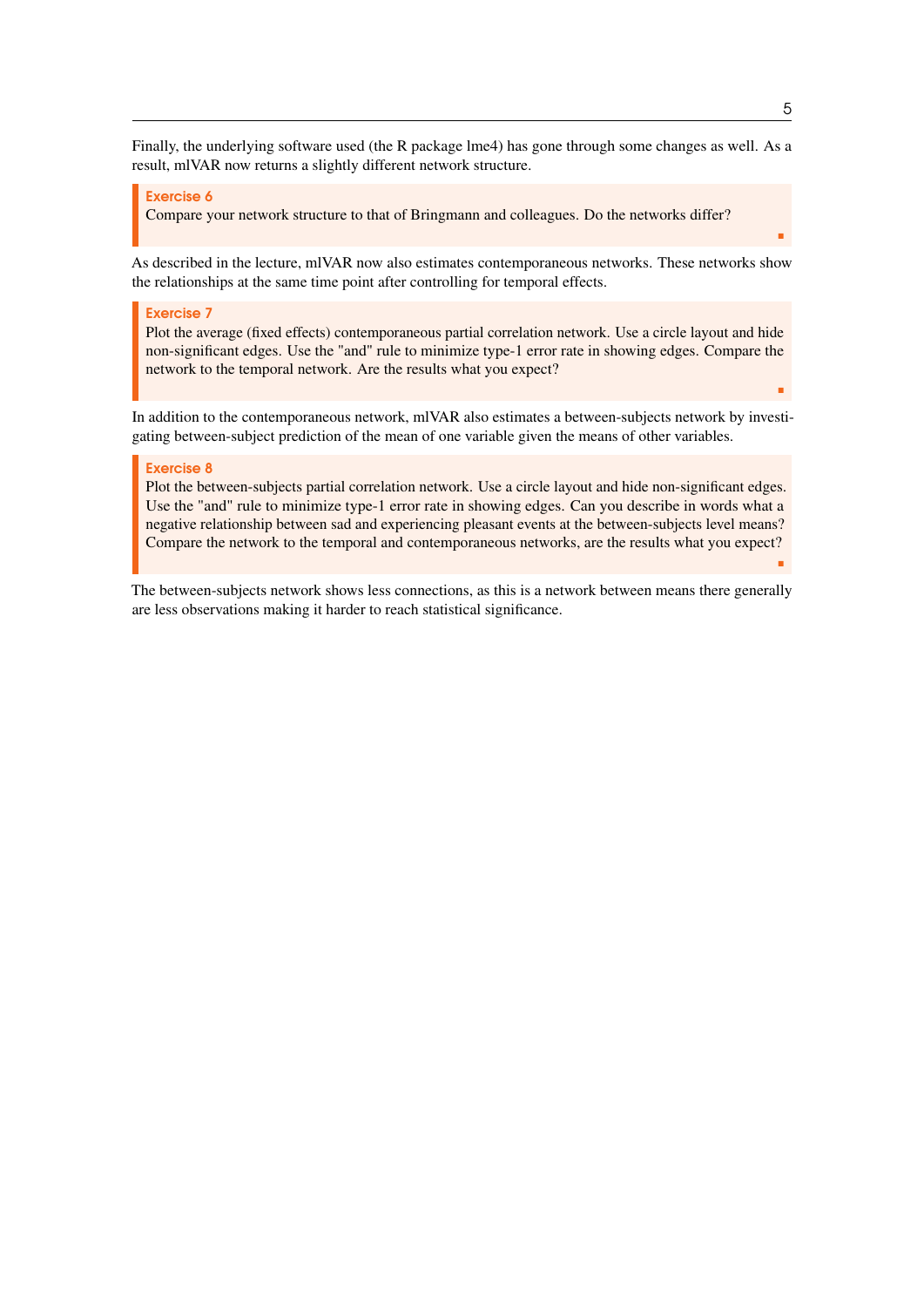Finally, the underlying software used (the R package lme4) has gone through some changes as well. As a result, mlVAR now returns a slightly different network structure.

> **Exercise 6**
> Compare your network structure to that of Bringmann and colleagues. Do the networks differ?

As described in the lecture, mlVAR now also estimates contemporaneous networks. These networks show the relationships at the same time point after controlling for temporal effects.

> **Exercise 7**
> Plot the average (fixed effects) contemporaneous partial correlation network. Use a circle layout and hide non-significant edges. Use the "and" rule to minimize type-1 error rate in showing edges. Compare the network to the temporal network. Are the results what you expect?

In addition to the contemporaneous network, mlVAR also estimates a between-subjects network by investigating between-subject prediction of the mean of one variable given the means of other variables.

> **Exercise 8**
> Plot the between-subjects partial correlation network. Use a circle layout and hide non-significant edges. Use the "and" rule to minimize type-1 error rate in showing edges. Can you describe in words what a negative relationship between sad and experiencing pleasant events at the between-subjects level means? Compare the network to the temporal and contemporaneous networks, are the results what you expect?

The between-subjects network shows less connections, as this is a network between means there generally are less observations making it harder to reach statistical significance.